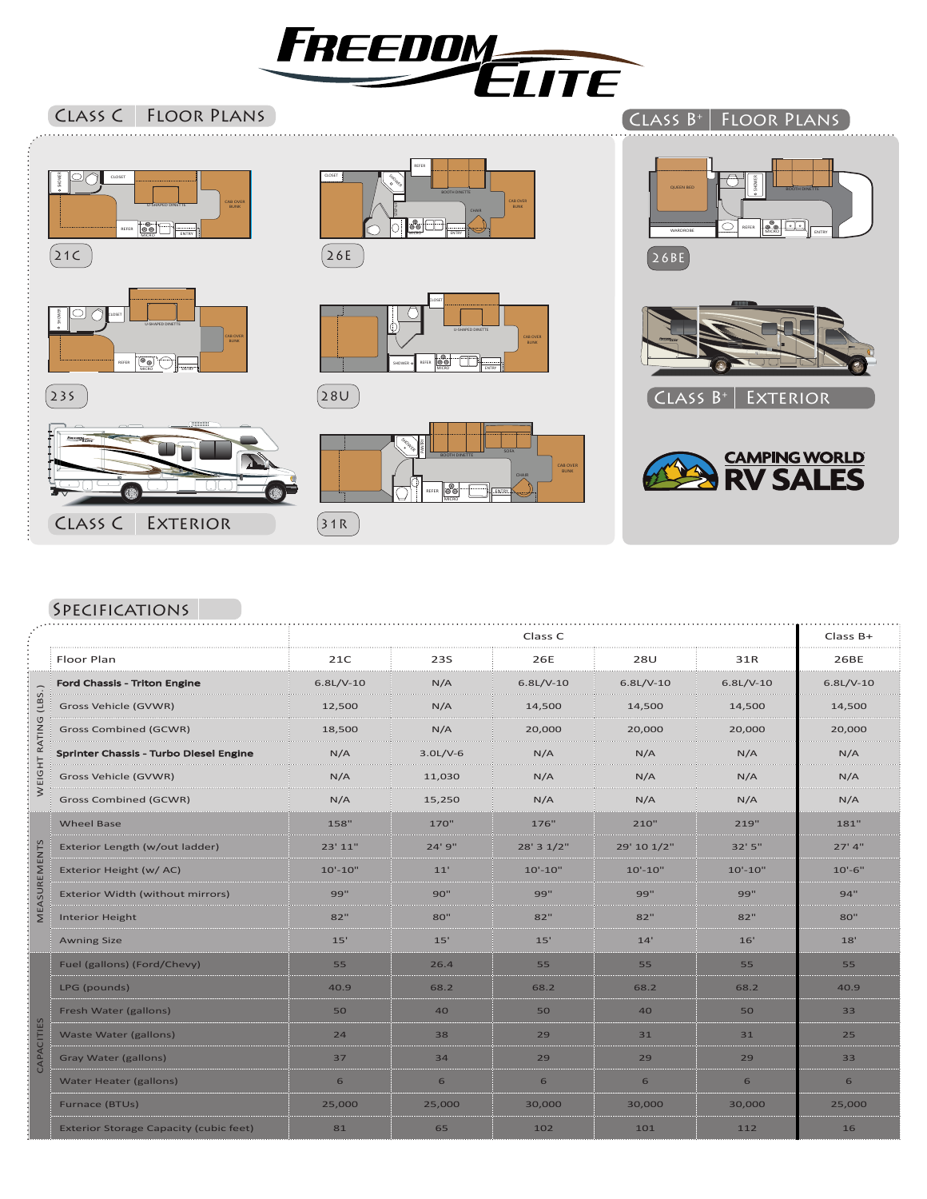# FREEDOM ELITE

## Class C Floor Plans

21C

26E

23S

28U

31R

## Class C Exterior

## Class B+ Floor Plans

26BE

## Class B+ Exterior

CAMPING WORLD RV SALES

## Specifications

| | | Class C | | | | | Class B+ |
|---|---|---|---|---|---|---|---|
| | Floor Plan | 21C | 23S | 26E | 28U | 31R | 26BE |
| WEIGHT RATING (LBS.) | **Ford Chassis - Triton Engine** | 6.8L/V-10 | N/A | 6.8L/V-10 | 6.8L/V-10 | 6.8L/V-10 | 6.8L/V-10 |
| | Gross Vehicle (GVWR) | 12,500 | N/A | 14,500 | 14,500 | 14,500 | 14,500 |
| | Gross Combined (GCWR) | 18,500 | N/A | 20,000 | 20,000 | 20,000 | 20,000 |
| | **Sprinter Chassis - Turbo Diesel Engine** | N/A | 3.0L/V-6 | N/A | N/A | N/A | N/A |
| | Gross Vehicle (GVWR) | N/A | 11,030 | N/A | N/A | N/A | N/A |
| | Gross Combined (GCWR) | N/A | 15,250 | N/A | N/A | N/A | N/A |
| MEASUREMENTS | Wheel Base | 158" | 170" | 176" | 210" | 219" | 181" |
| | Exterior Length (w/out ladder) | 23' 11" | 24' 9" | 28' 3 1/2" | 29' 10 1/2" | 32' 5" | 27' 4" |
| | Exterior Height (w/ AC) | 10'-10" | 11' | 10'-10" | 10'-10" | 10'-10" | 10'-6" |
| | Exterior Width (without mirrors) | 99" | 90" | 99" | 99" | 99" | 94" |
| | Interior Height | 82" | 80" | 82" | 82" | 82" | 80" |
| | Awning Size | 15' | 15' | 15' | 14' | 16' | 18' |
| CAPACITIES | Fuel (gallons) (Ford/Chevy) | 55 | 26.4 | 55 | 55 | 55 | 55 |
| | LPG (pounds) | 40.9 | 68.2 | 68.2 | 68.2 | 68.2 | 40.9 |
| | Fresh Water (gallons) | 50 | 40 | 50 | 40 | 50 | 33 |
| | Waste Water (gallons) | 24 | 38 | 29 | 31 | 31 | 25 |
| | Gray Water (gallons) | 37 | 34 | 29 | 29 | 29 | 33 |
| | Water Heater (gallons) | 6 | 6 | 6 | 6 | 6 | 6 |
| | Furnace (BTUs) | 25,000 | 25,000 | 30,000 | 30,000 | 30,000 | 25,000 |
| | Exterior Storage Capacity (cubic feet) | 81 | 65 | 102 | 101 | 112 | 16 |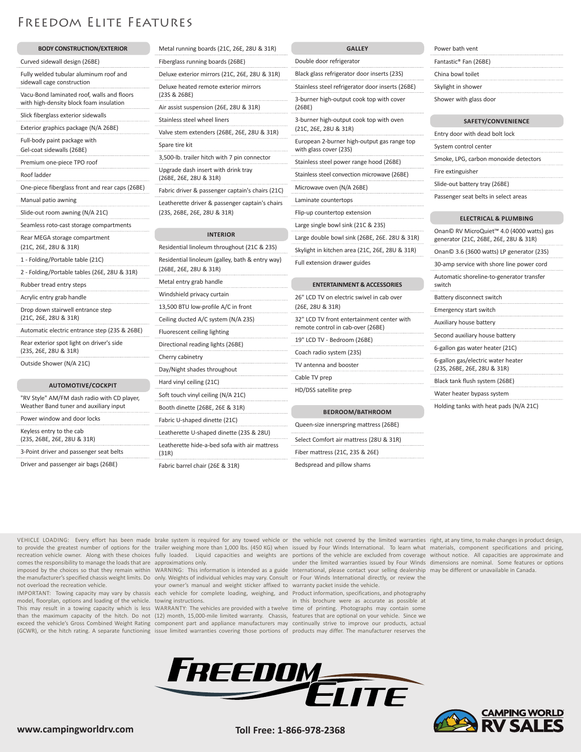# Freedom Elite Features

## BODY CONSTRUCTION/EXTERIOR

- Curved sidewall design (26BE)
- Fully welded tubular aluminum roof and sidewall cage construction
- Vacu-Bond laminated roof, walls and floors with high-density block foam insulation
- Slick fiberglass exterior sidewalls
- Exterior graphics package (N/A 26BE)
- Full-body paint package with Gel-coat sidewalls (26BE)
- Premium one-piece TPO roof
- Roof ladder
- One-piece fiberglass front and rear caps (26BE)
- Manual patio awning
- Slide-out room awning (N/A 21C)
- Seamless roto-cast storage compartments
- Rear MEGA storage compartment (21C, 26E, 28U & 31R)
- 1 - Folding/Portable table (21C)
- 2 - Folding/Portable tables (26E, 28U & 31R)
- Rubber tread entry steps
- Acrylic entry grab handle
- Drop down stairwell entrance step (21C, 26E, 28U & 31R)
- Automatic electric entrance step (23S & 26BE)
- Rear exterior spot light on driver's side (23S, 26E, 28U & 31R)
- Outside Shower (N/A 21C)

## AUTOMOTIVE/COCKPIT

- "RV Style" AM/FM dash radio with CD player, Weather Band tuner and auxiliary input
- Power window and door locks
- Keyless entry to the cab (23S, 26BE, 26E, 28U & 31R)
- 3-Point driver and passenger seat belts
- Driver and passenger air bags (26BE)
- Metal running boards (21C, 26E, 28U & 31R)
- Fiberglass running boards (26BE)
- Deluxe exterior mirrors (21C, 26E, 28U & 31R)
- Deluxe heated remote exterior mirrors (23S & 26BE)
- Air assist suspension (26E, 28U & 31R)
- Stainless steel wheel liners
- Valve stem extenders (26BE, 26E, 28U & 31R)
- Spare tire kit
- 3,500-lb. trailer hitch with 7 pin connector
- Upgrade dash insert with drink tray (26BE, 26E, 28U & 31R)
- Fabric driver & passenger captain's chairs (21C)
- Leatherette driver & passenger captain's chairs (23S, 26BE, 26E, 28U & 31R)

## INTERIOR

- Residential linoleum throughout (21C & 23S)
- Residential linoleum (galley, bath & entry way) (26BE, 26E, 28U & 31R)
- Metal entry grab handle
- Windshield privacy curtain
- 13,500 BTU low-profile A/C in front
- Ceiling ducted A/C system (N/A 23S)
- Fluorescent ceiling lighting
- Directional reading lights (26BE)
- Cherry cabinetry
- Day/Night shades throughout
- Hard vinyl ceiling (21C)
- Soft touch vinyl ceiling (N/A 21C)
- Booth dinette (26BE, 26E & 31R)
- Fabric U-shaped dinette (21C)
- Leatherette U-shaped dinette (23S & 28U)
- Leatherette hide-a-bed sofa with air mattress (31R)
- Fabric barrel chair (26E & 31R)

## GALLEY

- Double door refrigerator
- Black glass refrigerator door inserts (23S)
- Stainless steel refrigerator door inserts (26BE)
- 3-burner high-output cook top with cover (26BE)
- 3-burner high-output cook top with oven (21C, 26E, 28U & 31R)
- European 2-burner high-output gas range top with glass cover (23S)
- Stainless steel power range hood (26BE)
- Stainless steel convection microwave (26BE)
- Microwave oven (N/A 26BE)
- Laminate countertops
- Flip-up countertop extension
- Large single bowl sink (21C & 23S)
- Large double bowl sink (26BE, 26E. 28U & 31R)
- Skylight in kitchen area (21C, 26E, 28U & 31R)
- Full extension drawer guides

## ENTERTAINMENT & ACCESSORIES

- 26" LCD TV on electric swivel in cab over (26E, 28U & 31R)
- 32" LCD TV front entertainment center with remote control in cab-over (26BE)
- 19" LCD TV - Bedroom (26BE)
- Coach radio system (23S)
- TV antenna and booster
- Cable TV prep
- HD/DSS satellite prep

## BEDROOM/BATHROOM

- Queen-size innerspring mattress (26BE)
- Select Comfort air mattress (28U & 31R)
- Fiber mattress (21C, 23S & 26E)
- Bedspread and pillow shams
- Power bath vent
- Fantastic® Fan (26BE)
- China bowl toilet
- Skylight in shower
- Shower with glass door

## SAFETY/CONVENIENCE

- Entry door with dead bolt lock
- System control center
- Smoke, LPG, carbon monoxide detectors
- Fire extinguisher
- Slide-out battery tray (26BE)
- Passenger seat belts in select areas

## ELECTRICAL & PLUMBING

- Onan© RV MicroQuiet™ 4.0 (4000 watts) gas generator (21C, 26BE, 26E, 28U & 31R)
- Onan© 3.6 (3600 watts) LP generator (23S)
- 30-amp service with shore line power cord
- Automatic shoreline-to-generator transfer switch
- Battery disconnect switch
- Emergency start switch
- Auxiliary house battery
- Second auxiliary house battery
- 6-gallon gas water heater (21C)
- 6-gallon gas/electric water heater (23S, 26BE, 26E, 28U & 31R)
- Black tank flush system (26BE)
- Water heater bypass system
- Holding tanks with heat pads (N/A 21C)

VEHICLE LOADING: Every effort has been made to provide the greatest number of options for the recreation vehicle owner. Along with these choices comes the responsibility to manage the loads that are imposed by the choices so that they remain within the manufacturer's specified chassis weight limits. Do not overload the recreation vehicle.

IMPORTANT: Towing capacity may vary by chassis model, floorplan, options and loading of the vehicle. This may result in a towing capacity which is less than the maximum capacity of the hitch. Do not exceed the vehicle's Gross Combined Weight Rating (GCWR), or the hitch rating. A separate functioning brake system is required for any towed vehicle or trailer weighing more than 1,000 lbs. (450 KG) when fully loaded. Liquid capacities and weights are approximations only.

WARNING: This information is intended as a guide only. Weights of individual vehicles may vary. Consult your owner's manual and weight sticker affixed to each vehicle for complete loading, weighing, and towing instructions.

WARRANTY: The vehicles are provided with a twelve (12) month, 15,000-mile limited warranty. Chassis, component part and appliance manufacturers may issue limited warranties covering those portions of the vehicle not covered by the limited warranties issued by Four Winds International. To learn what portions of the vehicle are excluded from coverage under the limited warranties issued by Four Winds International, please contact your selling dealership or Four Winds International directly, or review the warranty packet inside the vehicle.

Product information, specifications, and photography in this brochure were as accurate as possible at time of printing. Photographs may contain some features that are optional on your vehicle. Since we continually strive to improve our products, actual products may differ. The manufacturer reserves the right, at any time, to make changes in product design, materials, component specifications and pricing, without notice. All capacities are approximate and dimensions are nominal. Some features or options may be different or unavailable in Canada.

FREEDOM ELITE

www.campingworldrv.com

Toll Free: 1-866-978-2368

CAMPING WORLD RV SALES